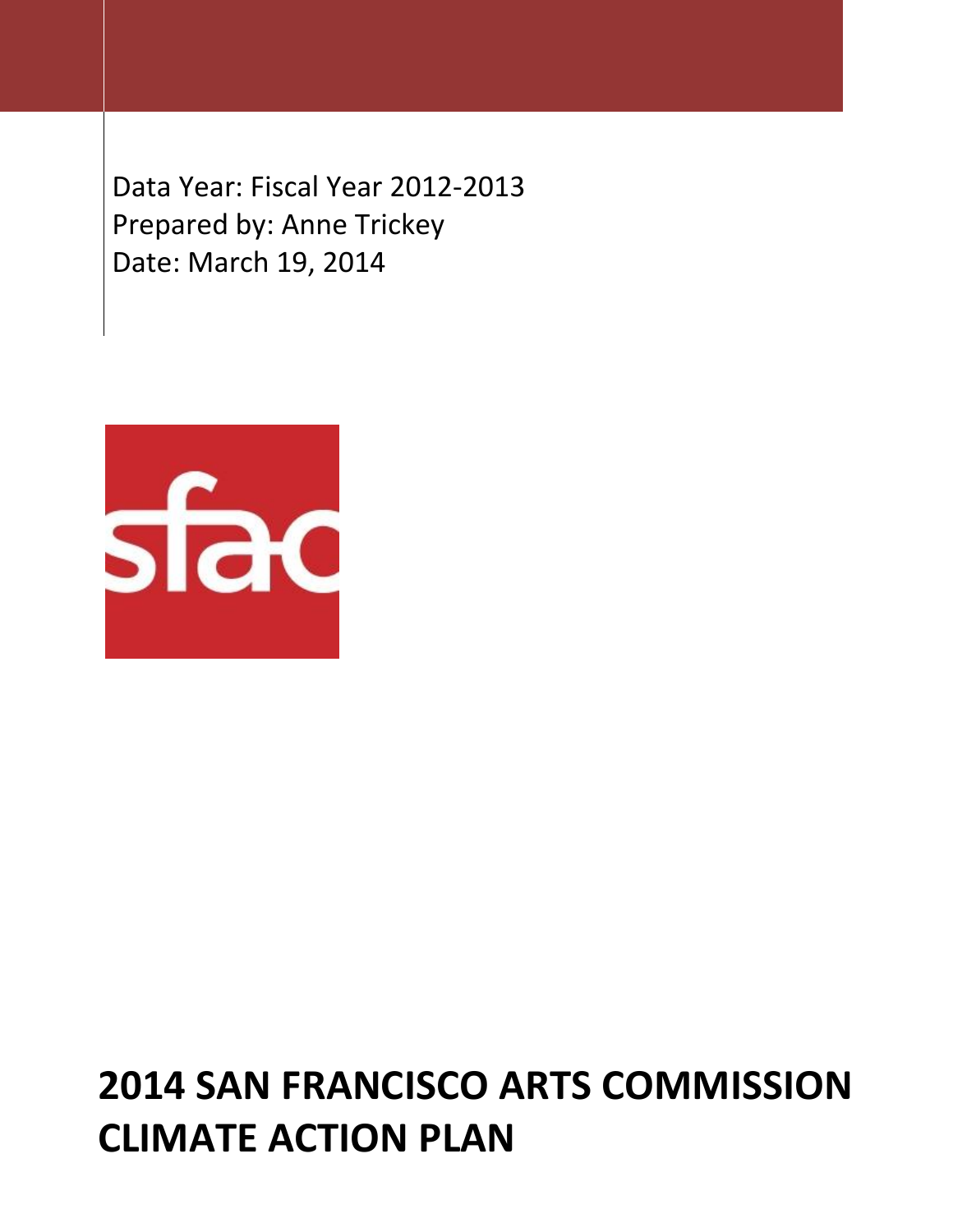Data Year: Fiscal Year 2012-2013
Prepared by: Anne Trickey
Date: March 19, 2014

# 2014 SAN FRANCISCO ARTS COMMISSION CLIMATE ACTION PLAN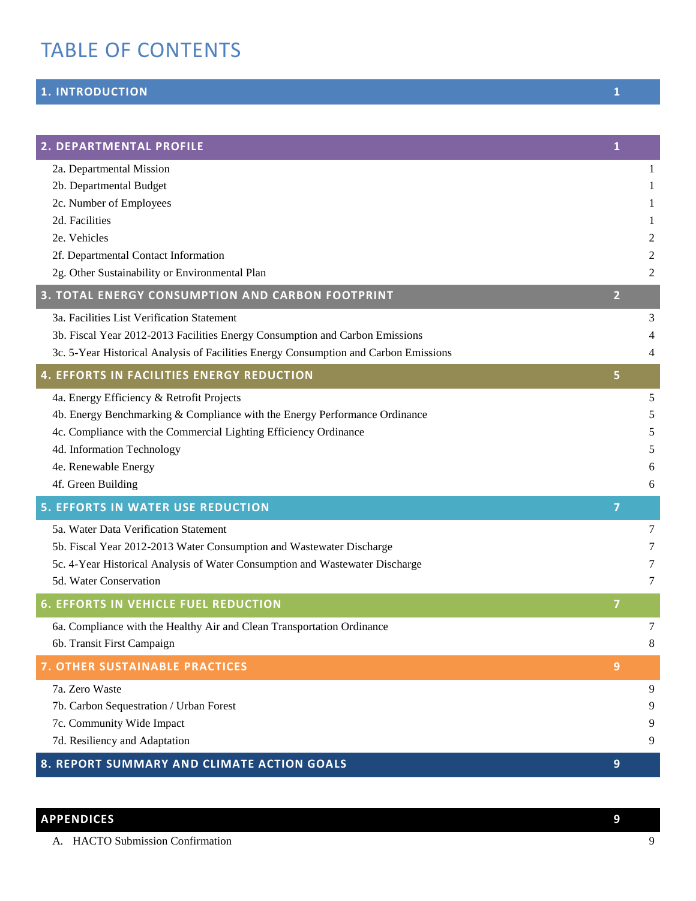# TABLE OF CONTENTS

| | |
|---|---|
| **1. INTRODUCTION** | **1** |
| **2. DEPARTMENTAL PROFILE** | **1** |
| 2a. Departmental Mission | 1 |
| 2b. Departmental Budget | 1 |
| 2c. Number of Employees | 1 |
| 2d. Facilities | 1 |
| 2e. Vehicles | 2 |
| 2f. Departmental Contact Information | 2 |
| 2g. Other Sustainability or Environmental Plan | 2 |
| **3. TOTAL ENERGY CONSUMPTION AND CARBON FOOTPRINT** | **2** |
| 3a. Facilities List Verification Statement | 3 |
| 3b. Fiscal Year 2012-2013 Facilities Energy Consumption and Carbon Emissions | 4 |
| 3c. 5-Year Historical Analysis of Facilities Energy Consumption and Carbon Emissions | 4 |
| **4. EFFORTS IN FACILITIES ENERGY REDUCTION** | **5** |
| 4a. Energy Efficiency & Retrofit Projects | 5 |
| 4b. Energy Benchmarking & Compliance with the Energy Performance Ordinance | 5 |
| 4c. Compliance with the Commercial Lighting Efficiency Ordinance | 5 |
| 4d. Information Technology | 5 |
| 4e. Renewable Energy | 6 |
| 4f. Green Building | 6 |
| **5. EFFORTS IN WATER USE REDUCTION** | **7** |
| 5a. Water Data Verification Statement | 7 |
| 5b. Fiscal Year 2012-2013 Water Consumption and Wastewater Discharge | 7 |
| 5c. 4-Year Historical Analysis of Water Consumption and Wastewater Discharge | 7 |
| 5d. Water Conservation | 7 |
| **6. EFFORTS IN VEHICLE FUEL REDUCTION** | **7** |
| 6a. Compliance with the Healthy Air and Clean Transportation Ordinance | 7 |
| 6b. Transit First Campaign | 8 |
| **7. OTHER SUSTAINABLE PRACTICES** | **9** |
| 7a. Zero Waste | 9 |
| 7b. Carbon Sequestration / Urban Forest | 9 |
| 7c. Community Wide Impact | 9 |
| 7d. Resiliency and Adaptation | 9 |
| **8. REPORT SUMMARY AND CLIMATE ACTION GOALS** | **9** |
| **APPENDICES** | **9** |
| A. HACTO Submission Confirmation | 9 |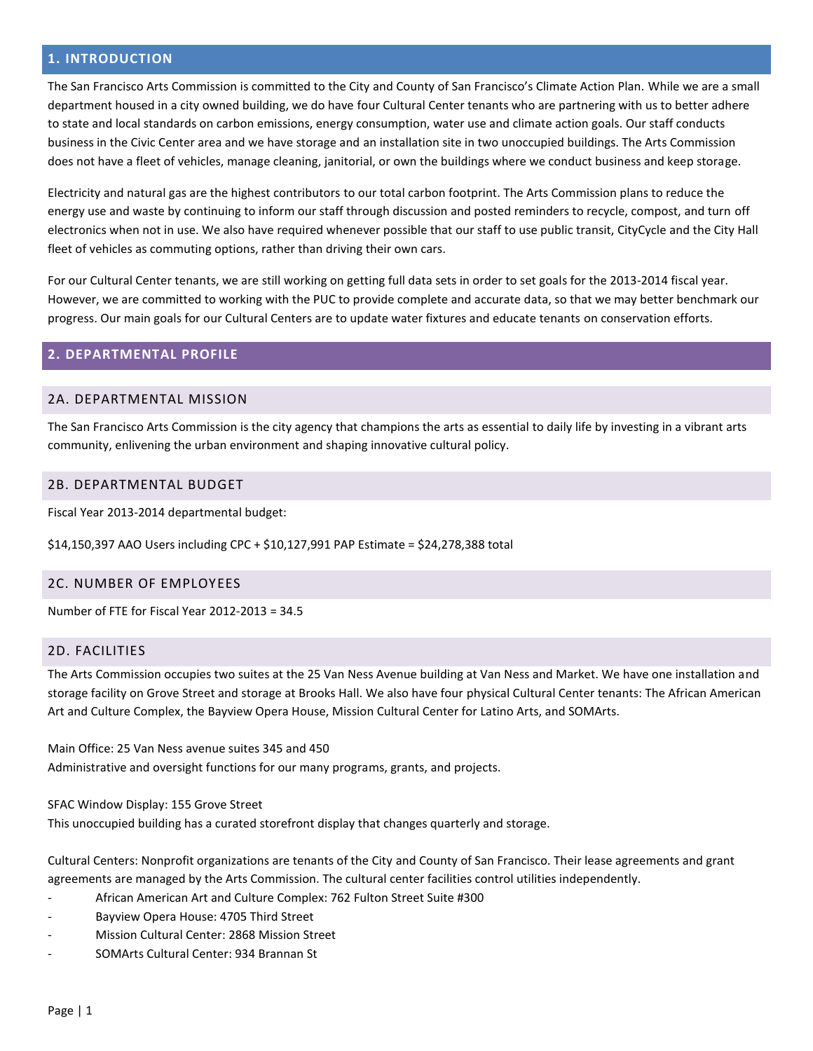## 1. INTRODUCTION

The San Francisco Arts Commission is committed to the City and County of San Francisco's Climate Action Plan. While we are a small department housed in a city owned building, we do have four Cultural Center tenants who are partnering with us to better adhere to state and local standards on carbon emissions, energy consumption, water use and climate action goals. Our staff conducts business in the Civic Center area and we have storage and an installation site in two unoccupied buildings. The Arts Commission does not have a fleet of vehicles, manage cleaning, janitorial, or own the buildings where we conduct business and keep storage.

Electricity and natural gas are the highest contributors to our total carbon footprint. The Arts Commission plans to reduce the energy use and waste by continuing to inform our staff through discussion and posted reminders to recycle, compost, and turn off electronics when not in use. We also have required whenever possible that our staff to use public transit, CityCycle and the City Hall fleet of vehicles as commuting options, rather than driving their own cars.

For our Cultural Center tenants, we are still working on getting full data sets in order to set goals for the 2013-2014 fiscal year. However, we are committed to working with the PUC to provide complete and accurate data, so that we may better benchmark our progress. Our main goals for our Cultural Centers are to update water fixtures and educate tenants on conservation efforts.

## 2. DEPARTMENTAL PROFILE

### 2A. DEPARTMENTAL MISSION

The San Francisco Arts Commission is the city agency that champions the arts as essential to daily life by investing in a vibrant arts community, enlivening the urban environment and shaping innovative cultural policy.

### 2B. DEPARTMENTAL BUDGET

Fiscal Year 2013-2014 departmental budget:

$14,150,397 AAO Users including CPC + $10,127,991 PAP Estimate = $24,278,388 total

### 2C. NUMBER OF EMPLOYEES

Number of FTE for Fiscal Year 2012-2013 = 34.5

### 2D. FACILITIES

The Arts Commission occupies two suites at the 25 Van Ness Avenue building at Van Ness and Market. We have one installation and storage facility on Grove Street and storage at Brooks Hall. We also have four physical Cultural Center tenants: The African American Art and Culture Complex, the Bayview Opera House, Mission Cultural Center for Latino Arts, and SOMArts.

Main Office: 25 Van Ness avenue suites 345 and 450
Administrative and oversight functions for our many programs, grants, and projects.

SFAC Window Display: 155 Grove Street
This unoccupied building has a curated storefront display that changes quarterly and storage.

Cultural Centers: Nonprofit organizations are tenants of the City and County of San Francisco. Their lease agreements and grant agreements are managed by the Arts Commission. The cultural center facilities control utilities independently.

- African American Art and Culture Complex: 762 Fulton Street Suite #300
- Bayview Opera House: 4705 Third Street
- Mission Cultural Center: 2868 Mission Street
- SOMArts Cultural Center: 934 Brannan St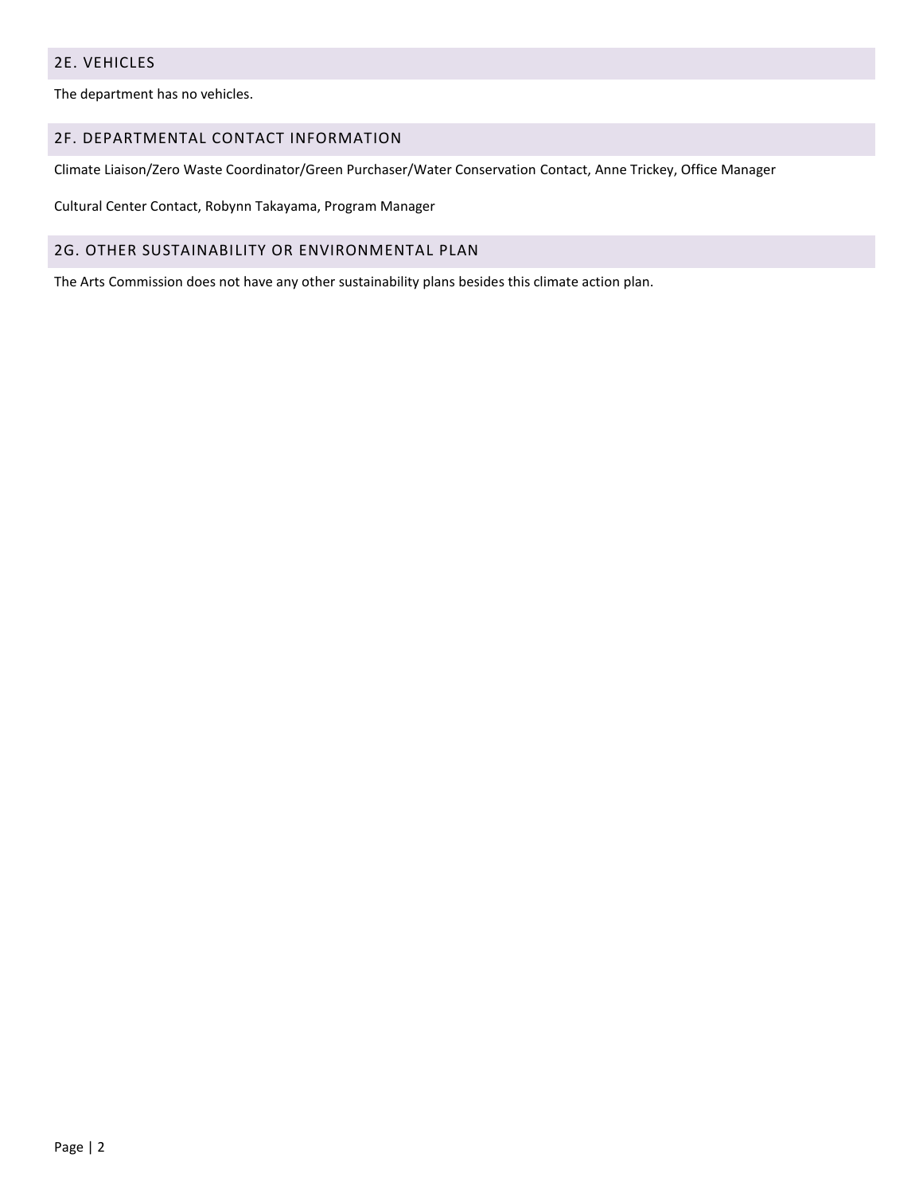## 2E. VEHICLES

The department has no vehicles.

## 2F. DEPARTMENTAL CONTACT INFORMATION

Climate Liaison/Zero Waste Coordinator/Green Purchaser/Water Conservation Contact, Anne Trickey, Office Manager

Cultural Center Contact, Robynn Takayama, Program Manager

## 2G. OTHER SUSTAINABILITY OR ENVIRONMENTAL PLAN

The Arts Commission does not have any other sustainability plans besides this climate action plan.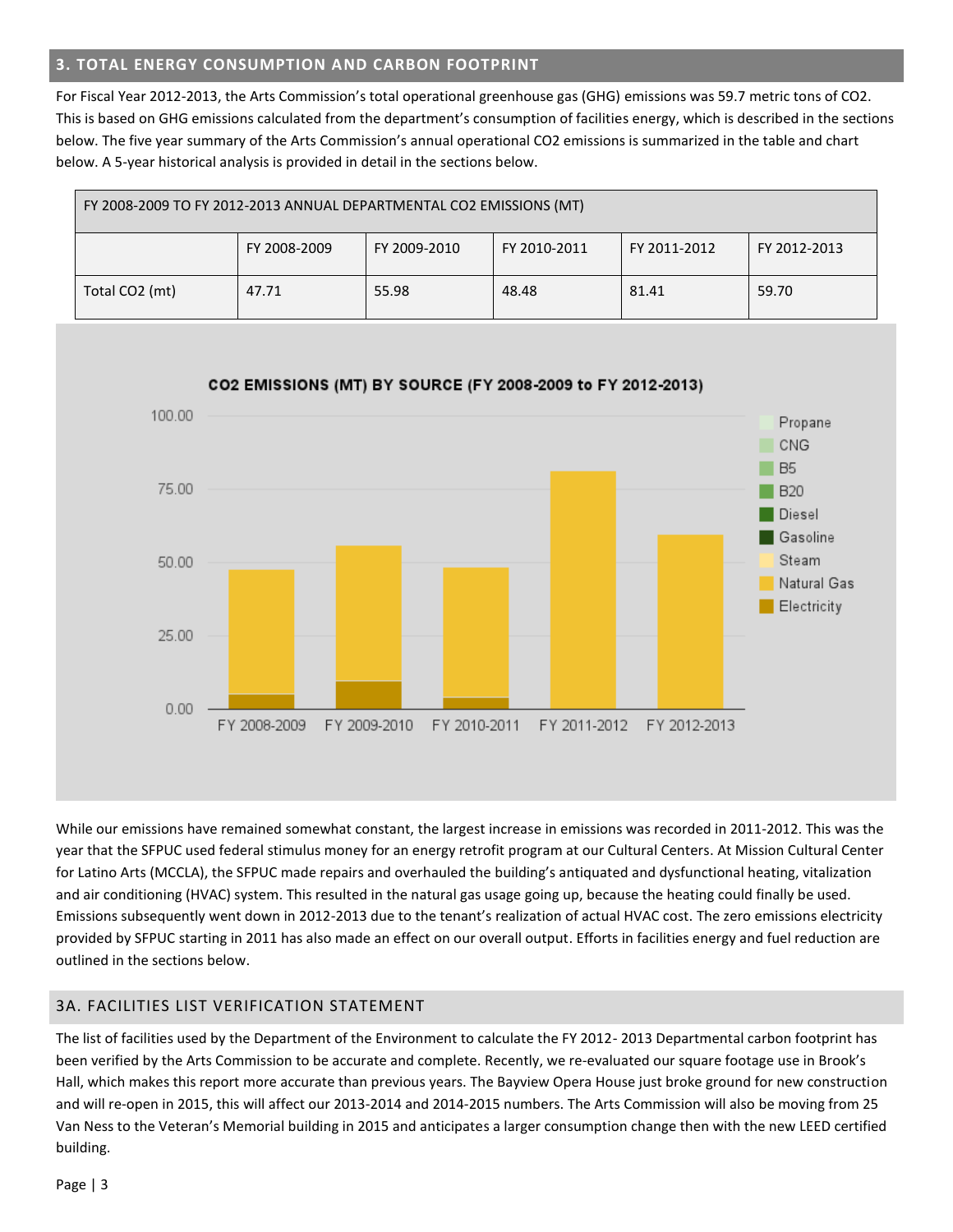## 3. TOTAL ENERGY CONSUMPTION AND CARBON FOOTPRINT

For Fiscal Year 2012-2013, the Arts Commission's total operational greenhouse gas (GHG) emissions was 59.7 metric tons of CO2. This is based on GHG emissions calculated from the department's consumption of facilities energy, which is described in the sections below. The five year summary of the Arts Commission's annual operational CO2 emissions is summarized in the table and chart below. A 5-year historical analysis is provided in detail in the sections below.

| FY 2008-2009 TO FY 2012-2013 ANNUAL DEPARTMENTAL CO2 EMISSIONS (MT) | | | | | |
|---|---|---|---|---|---|
| | FY 2008-2009 | FY 2009-2010 | FY 2010-2011 | FY 2011-2012 | FY 2012-2013 |
| Total CO2 (mt) | 47.71 | 55.98 | 48.48 | 81.41 | 59.70 |

**CO2 EMISSIONS (MT) BY SOURCE (FY 2008-2009 to FY 2012-2013)**

While our emissions have remained somewhat constant, the largest increase in emissions was recorded in 2011-2012. This was the year that the SFPUC used federal stimulus money for an energy retrofit program at our Cultural Centers. At Mission Cultural Center for Latino Arts (MCCLA), the SFPUC made repairs and overhauled the building's antiquated and dysfunctional heating, vitalization and air conditioning (HVAC) system. This resulted in the natural gas usage going up, because the heating could finally be used. Emissions subsequently went down in 2012-2013 due to the tenant's realization of actual HVAC cost. The zero emissions electricity provided by SFPUC starting in 2011 has also made an effect on our overall output. Efforts in facilities energy and fuel reduction are outlined in the sections below.

### 3A. FACILITIES LIST VERIFICATION STATEMENT

The list of facilities used by the Department of the Environment to calculate the FY 2012- 2013 Departmental carbon footprint has been verified by the Arts Commission to be accurate and complete. Recently, we re-evaluated our square footage use in Brook's Hall, which makes this report more accurate than previous years. The Bayview Opera House just broke ground for new construction and will re-open in 2015, this will affect our 2013-2014 and 2014-2015 numbers. The Arts Commission will also be moving from 25 Van Ness to the Veteran's Memorial building in 2015 and anticipates a larger consumption change then with the new LEED certified building.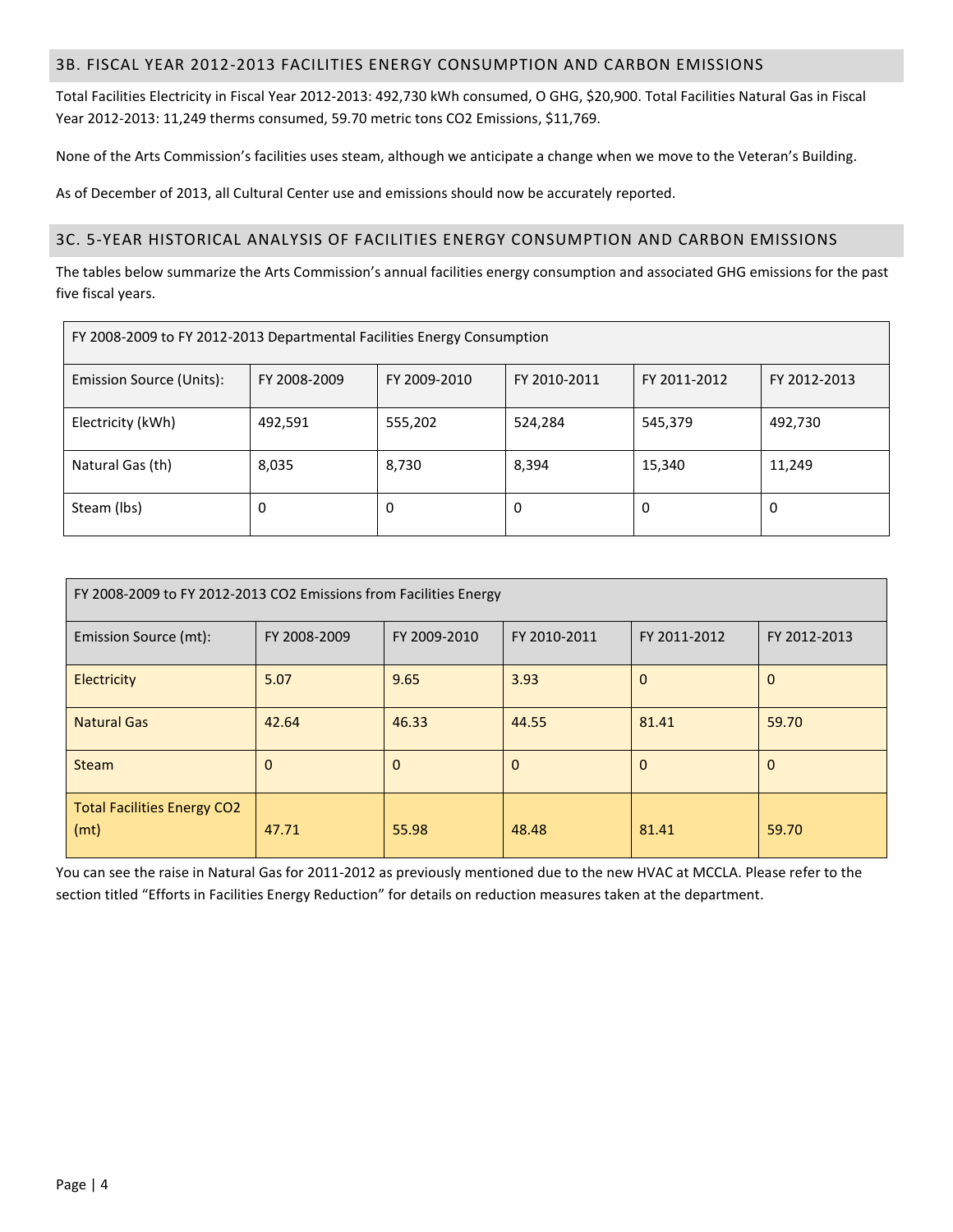## 3B. FISCAL YEAR 2012-2013 FACILITIES ENERGY CONSUMPTION AND CARBON EMISSIONS

Total Facilities Electricity in Fiscal Year 2012-2013: 492,730 kWh consumed, O GHG, $20,900. Total Facilities Natural Gas in Fiscal Year 2012-2013: 11,249 therms consumed, 59.70 metric tons CO2 Emissions, $11,769.

None of the Arts Commission's facilities uses steam, although we anticipate a change when we move to the Veteran's Building.

As of December of 2013, all Cultural Center use and emissions should now be accurately reported.

## 3C. 5-YEAR HISTORICAL ANALYSIS OF FACILITIES ENERGY CONSUMPTION AND CARBON EMISSIONS

The tables below summarize the Arts Commission's annual facilities energy consumption and associated GHG emissions for the past five fiscal years.

| FY 2008-2009 to FY 2012-2013 Departmental Facilities Energy Consumption | | | | | |
|---|---|---|---|---|---|
| Emission Source (Units): | FY 2008-2009 | FY 2009-2010 | FY 2010-2011 | FY 2011-2012 | FY 2012-2013 |
| Electricity (kWh) | 492,591 | 555,202 | 524,284 | 545,379 | 492,730 |
| Natural Gas (th) | 8,035 | 8,730 | 8,394 | 15,340 | 11,249 |
| Steam (lbs) | 0 | 0 | 0 | 0 | 0 |

| FY 2008-2009 to FY 2012-2013 CO2 Emissions from Facilities Energy | | | | | |
|---|---|---|---|---|---|
| Emission Source (mt): | FY 2008-2009 | FY 2009-2010 | FY 2010-2011 | FY 2011-2012 | FY 2012-2013 |
| Electricity | 5.07 | 9.65 | 3.93 | 0 | 0 |
| Natural Gas | 42.64 | 46.33 | 44.55 | 81.41 | 59.70 |
| Steam | 0 | 0 | 0 | 0 | 0 |
| Total Facilities Energy CO2 (mt) | 47.71 | 55.98 | 48.48 | 81.41 | 59.70 |

You can see the raise in Natural Gas for 2011-2012 as previously mentioned due to the new HVAC at MCCLA. Please refer to the section titled "Efforts in Facilities Energy Reduction" for details on reduction measures taken at the department.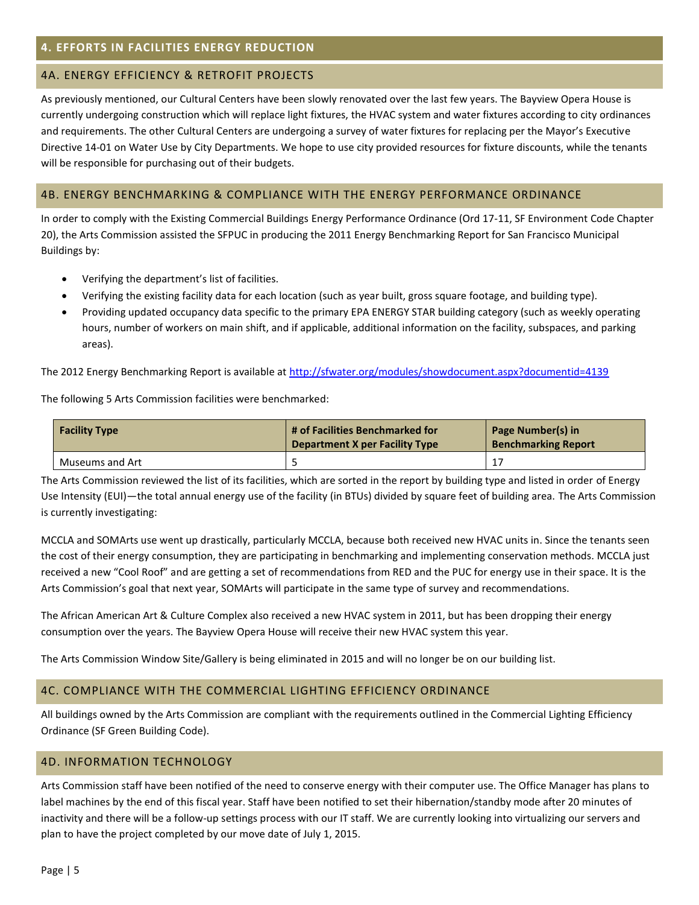## 4. EFFORTS IN FACILITIES ENERGY REDUCTION

### 4A. ENERGY EFFICIENCY & RETROFIT PROJECTS

As previously mentioned, our Cultural Centers have been slowly renovated over the last few years. The Bayview Opera House is currently undergoing construction which will replace light fixtures, the HVAC system and water fixtures according to city ordinances and requirements. The other Cultural Centers are undergoing a survey of water fixtures for replacing per the Mayor's Executive Directive 14-01 on Water Use by City Departments. We hope to use city provided resources for fixture discounts, while the tenants will be responsible for purchasing out of their budgets.

### 4B. ENERGY BENCHMARKING & COMPLIANCE WITH THE ENERGY PERFORMANCE ORDINANCE

In order to comply with the Existing Commercial Buildings Energy Performance Ordinance (Ord 17-11, SF Environment Code Chapter 20), the Arts Commission assisted the SFPUC in producing the 2011 Energy Benchmarking Report for San Francisco Municipal Buildings by:

- Verifying the department's list of facilities.
- Verifying the existing facility data for each location (such as year built, gross square footage, and building type).
- Providing updated occupancy data specific to the primary EPA ENERGY STAR building category (such as weekly operating hours, number of workers on main shift, and if applicable, additional information on the facility, subspaces, and parking areas).

The 2012 Energy Benchmarking Report is available at http://sfwater.org/modules/showdocument.aspx?documentid=4139

The following 5 Arts Commission facilities were benchmarked:

| Facility Type | # of Facilities Benchmarked for Department X per Facility Type | Page Number(s) in Benchmarking Report |
|---|---|---|
| Museums and Art | 5 | 17 |

The Arts Commission reviewed the list of its facilities, which are sorted in the report by building type and listed in order of Energy Use Intensity (EUI)—the total annual energy use of the facility (in BTUs) divided by square feet of building area. The Arts Commission is currently investigating:

MCCLA and SOMArts use went up drastically, particularly MCCLA, because both received new HVAC units in. Since the tenants seen the cost of their energy consumption, they are participating in benchmarking and implementing conservation methods. MCCLA just received a new "Cool Roof" and are getting a set of recommendations from RED and the PUC for energy use in their space. It is the Arts Commission's goal that next year, SOMArts will participate in the same type of survey and recommendations.

The African American Art & Culture Complex also received a new HVAC system in 2011, but has been dropping their energy consumption over the years. The Bayview Opera House will receive their new HVAC system this year.

The Arts Commission Window Site/Gallery is being eliminated in 2015 and will no longer be on our building list.

### 4C. COMPLIANCE WITH THE COMMERCIAL LIGHTING EFFICIENCY ORDINANCE

All buildings owned by the Arts Commission are compliant with the requirements outlined in the Commercial Lighting Efficiency Ordinance (SF Green Building Code).

### 4D. INFORMATION TECHNOLOGY

Arts Commission staff have been notified of the need to conserve energy with their computer use. The Office Manager has plans to label machines by the end of this fiscal year. Staff have been notified to set their hibernation/standby mode after 20 minutes of inactivity and there will be a follow-up settings process with our IT staff. We are currently looking into virtualizing our servers and plan to have the project completed by our move date of July 1, 2015.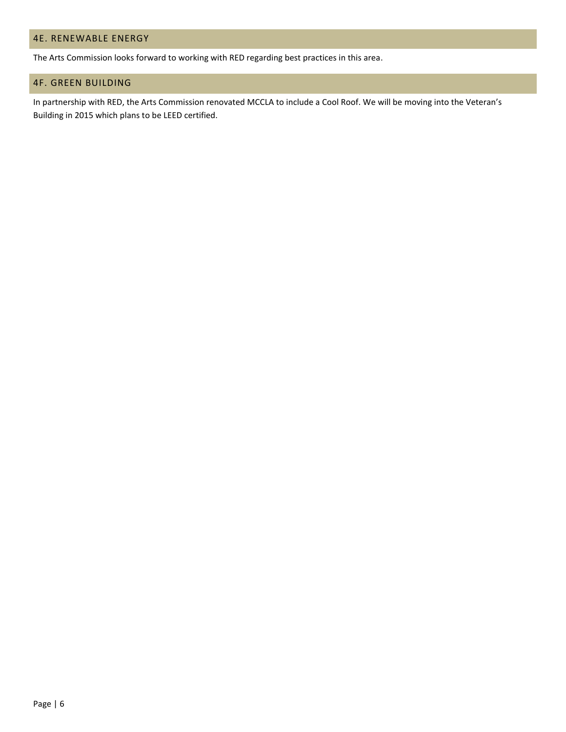## 4E. RENEWABLE ENERGY

The Arts Commission looks forward to working with RED regarding best practices in this area.

## 4F. GREEN BUILDING

In partnership with RED, the Arts Commission renovated MCCLA to include a Cool Roof. We will be moving into the Veteran's Building in 2015 which plans to be LEED certified.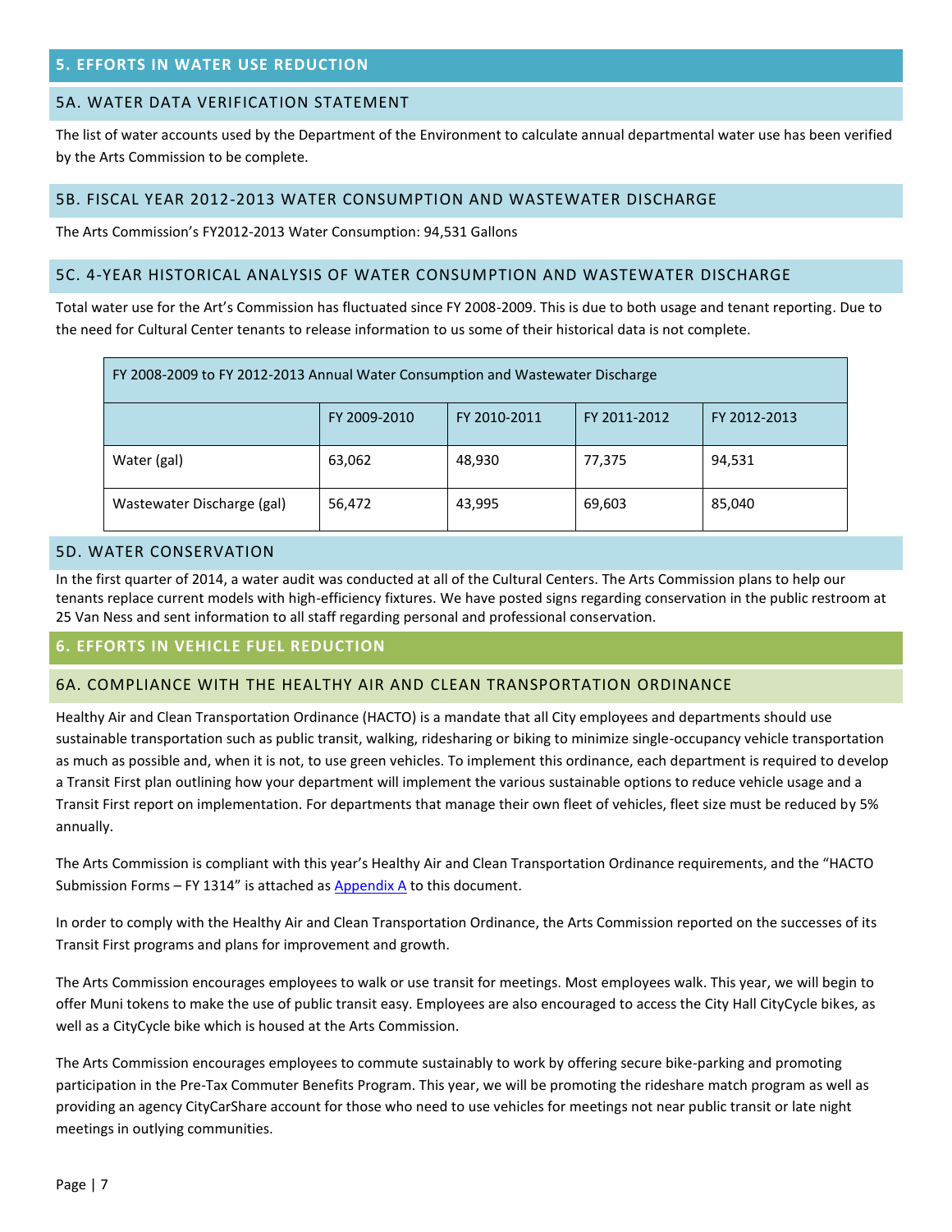## 5. EFFORTS IN WATER USE REDUCTION

### 5A. WATER DATA VERIFICATION STATEMENT

The list of water accounts used by the Department of the Environment to calculate annual departmental water use has been verified by the Arts Commission to be complete.

### 5B. FISCAL YEAR 2012-2013 WATER CONSUMPTION AND WASTEWATER DISCHARGE

The Arts Commission's FY2012-2013 Water Consumption: 94,531 Gallons

### 5C. 4-YEAR HISTORICAL ANALYSIS OF WATER CONSUMPTION AND WASTEWATER DISCHARGE

Total water use for the Art's Commission has fluctuated since FY 2008-2009. This is due to both usage and tenant reporting. Due to the need for Cultural Center tenants to release information to us some of their historical data is not complete.

| FY 2008-2009 to FY 2012-2013 Annual Water Consumption and Wastewater Discharge | | | | |
|---|---|---|---|---|
| | FY 2009-2010 | FY 2010-2011 | FY 2011-2012 | FY 2012-2013 |
| Water (gal) | 63,062 | 48,930 | 77,375 | 94,531 |
| Wastewater Discharge (gal) | 56,472 | 43,995 | 69,603 | 85,040 |

### 5D. WATER CONSERVATION

In the first quarter of 2014, a water audit was conducted at all of the Cultural Centers. The Arts Commission plans to help our tenants replace current models with high-efficiency fixtures. We have posted signs regarding conservation in the public restroom at 25 Van Ness and sent information to all staff regarding personal and professional conservation.

## 6. EFFORTS IN VEHICLE FUEL REDUCTION

### 6A. COMPLIANCE WITH THE HEALTHY AIR AND CLEAN TRANSPORTATION ORDINANCE

Healthy Air and Clean Transportation Ordinance (HACTO) is a mandate that all City employees and departments should use sustainable transportation such as public transit, walking, ridesharing or biking to minimize single-occupancy vehicle transportation as much as possible and, when it is not, to use green vehicles. To implement this ordinance, each department is required to develop a Transit First plan outlining how your department will implement the various sustainable options to reduce vehicle usage and a Transit First report on implementation. For departments that manage their own fleet of vehicles, fleet size must be reduced by 5% annually.

The Arts Commission is compliant with this year's Healthy Air and Clean Transportation Ordinance requirements, and the "HACTO Submission Forms – FY 1314" is attached as Appendix A to this document.

In order to comply with the Healthy Air and Clean Transportation Ordinance, the Arts Commission reported on the successes of its Transit First programs and plans for improvement and growth.

The Arts Commission encourages employees to walk or use transit for meetings. Most employees walk. This year, we will begin to offer Muni tokens to make the use of public transit easy. Employees are also encouraged to access the City Hall CityCycle bikes, as well as a CityCycle bike which is housed at the Arts Commission.

The Arts Commission encourages employees to commute sustainably to work by offering secure bike-parking and promoting participation in the Pre-Tax Commuter Benefits Program. This year, we will be promoting the rideshare match program as well as providing an agency CityCarShare account for those who need to use vehicles for meetings not near public transit or late night meetings in outlying communities.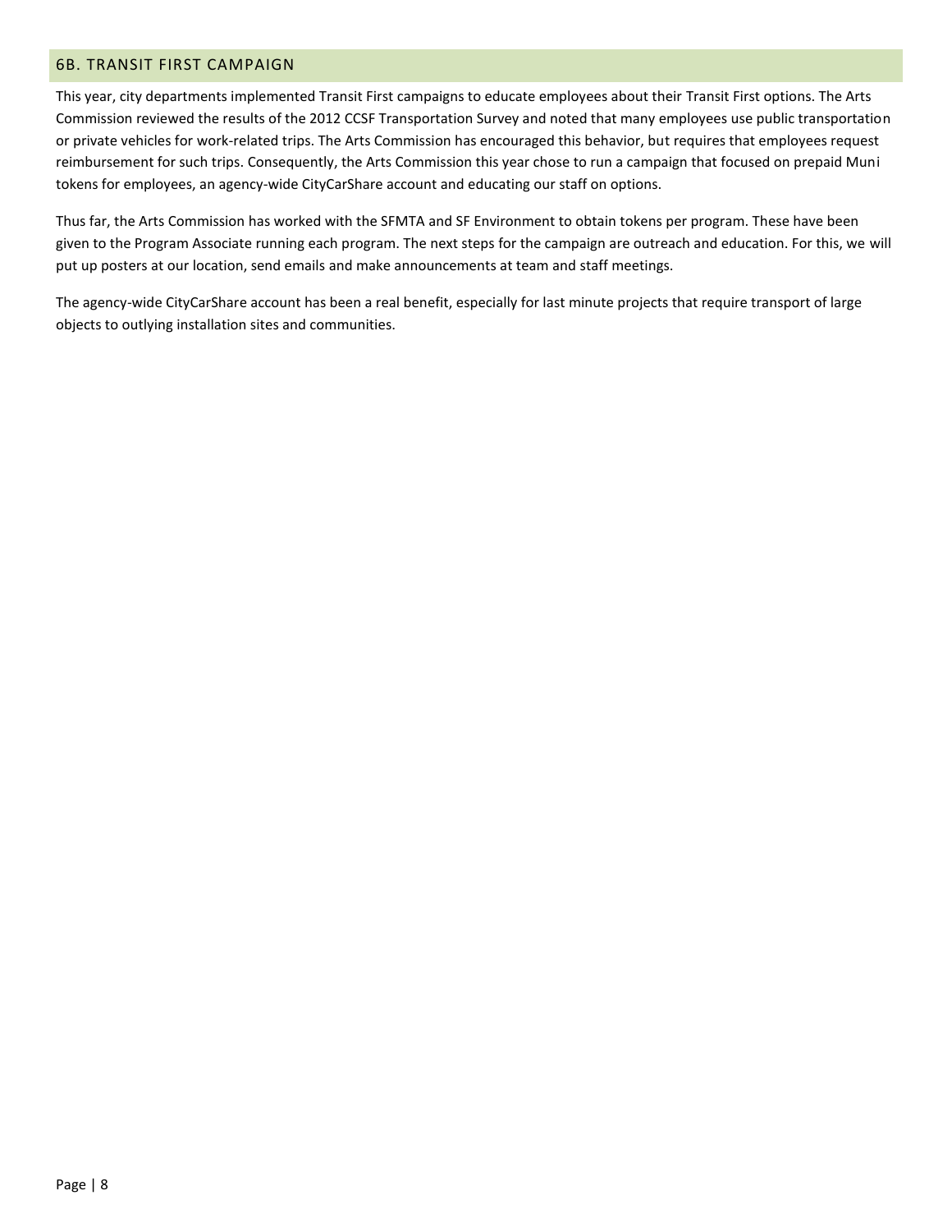## 6B. TRANSIT FIRST CAMPAIGN

This year, city departments implemented Transit First campaigns to educate employees about their Transit First options. The Arts Commission reviewed the results of the 2012 CCSF Transportation Survey and noted that many employees use public transportation or private vehicles for work-related trips. The Arts Commission has encouraged this behavior, but requires that employees request reimbursement for such trips. Consequently, the Arts Commission this year chose to run a campaign that focused on prepaid Muni tokens for employees, an agency-wide CityCarShare account and educating our staff on options.

Thus far, the Arts Commission has worked with the SFMTA and SF Environment to obtain tokens per program. These have been given to the Program Associate running each program. The next steps for the campaign are outreach and education. For this, we will put up posters at our location, send emails and make announcements at team and staff meetings.

The agency-wide CityCarShare account has been a real benefit, especially for last minute projects that require transport of large objects to outlying installation sites and communities.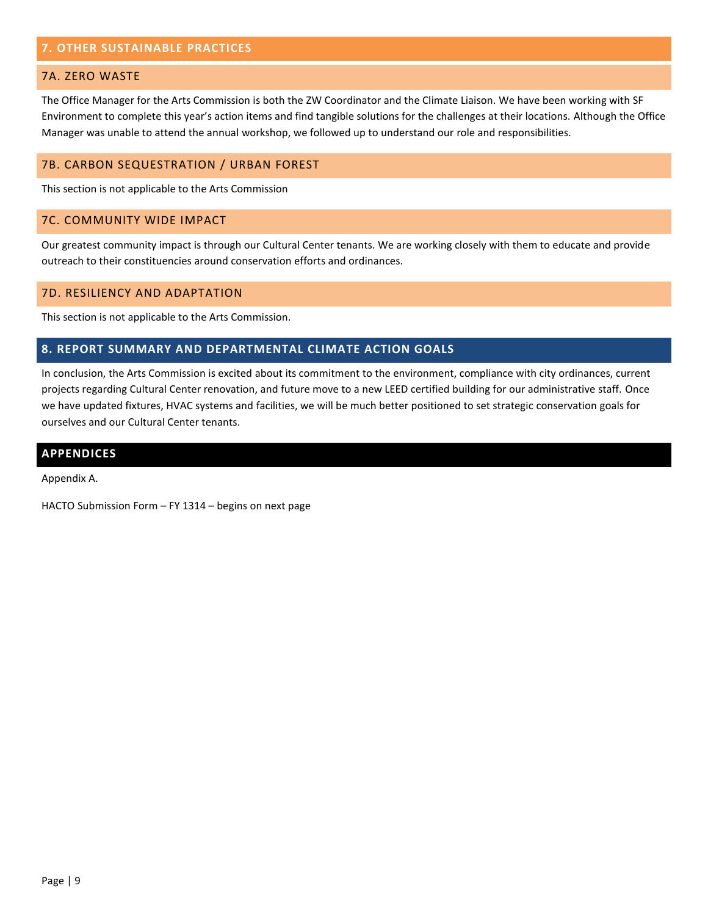## 7. OTHER SUSTAINABLE PRACTICES

### 7A. ZERO WASTE

The Office Manager for the Arts Commission is both the ZW Coordinator and the Climate Liaison. We have been working with SF Environment to complete this year's action items and find tangible solutions for the challenges at their locations. Although the Office Manager was unable to attend the annual workshop, we followed up to understand our role and responsibilities.

### 7B. CARBON SEQUESTRATION / URBAN FOREST

This section is not applicable to the Arts Commission

### 7C. COMMUNITY WIDE IMPACT

Our greatest community impact is through our Cultural Center tenants. We are working closely with them to educate and provide outreach to their constituencies around conservation efforts and ordinances.

### 7D. RESILIENCY AND ADAPTATION

This section is not applicable to the Arts Commission.

## 8. REPORT SUMMARY AND DEPARTMENTAL CLIMATE ACTION GOALS

In conclusion, the Arts Commission is excited about its commitment to the environment, compliance with city ordinances, current projects regarding Cultural Center renovation, and future move to a new LEED certified building for our administrative staff. Once we have updated fixtures, HVAC systems and facilities, we will be much better positioned to set strategic conservation goals for ourselves and our Cultural Center tenants.

## APPENDICES

Appendix A.

HACTO Submission Form – FY 1314 – begins on next page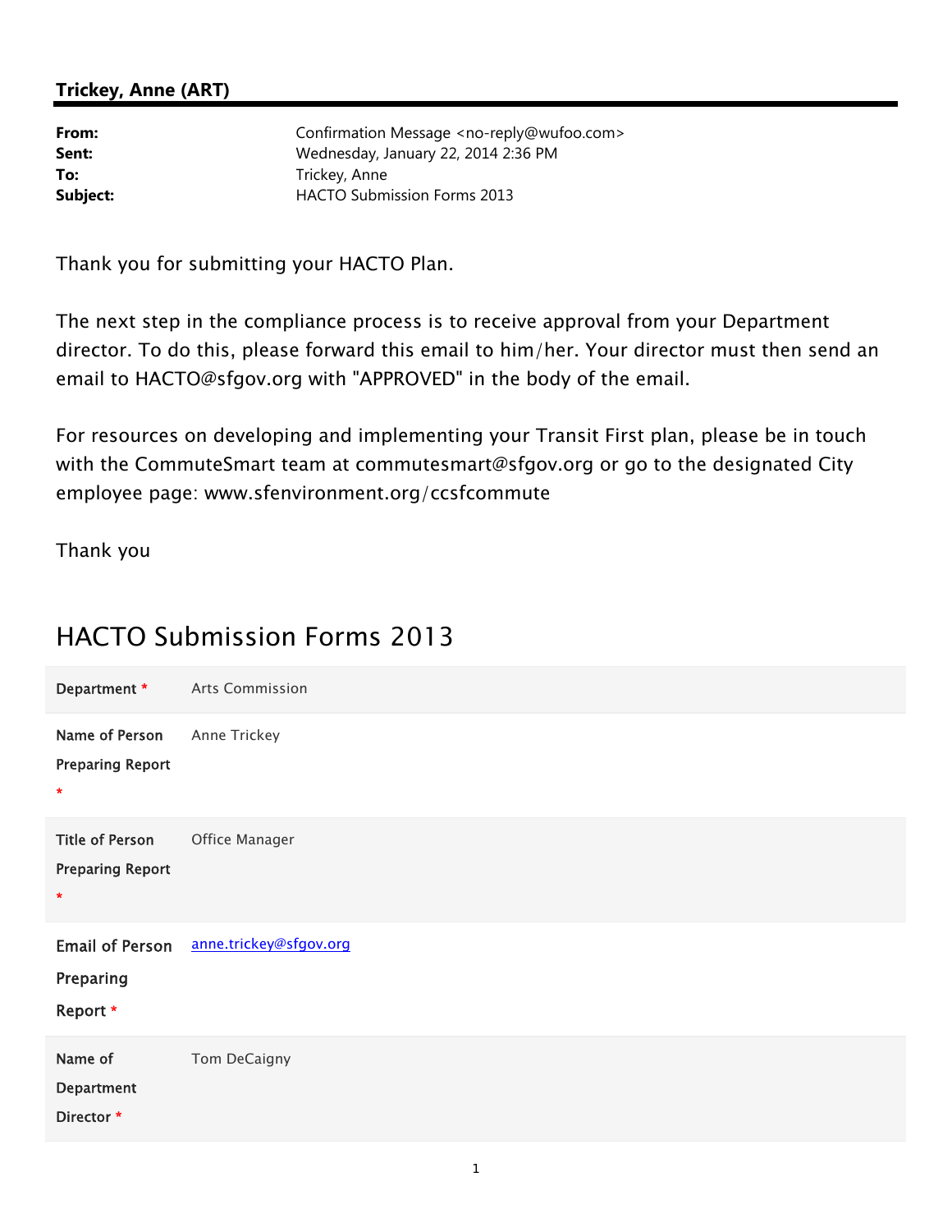**Trickey, Anne (ART)**

| | |
|---|---|
| **From:** | Confirmation Message <no-reply@wufoo.com> |
| **Sent:** | Wednesday, January 22, 2014 2:36 PM |
| **To:** | Trickey, Anne |
| **Subject:** | HACTO Submission Forms 2013 |

Thank you for submitting your HACTO Plan.

The next step in the compliance process is to receive approval from your Department director. To do this, please forward this email to him/her. Your director must then send an email to HACTO@sfgov.org with "APPROVED" in the body of the email.

For resources on developing and implementing your Transit First plan, please be in touch with the CommuteSmart team at commutesmart@sfgov.org or go to the designated City employee page: www.sfenvironment.org/ccsfcommute

Thank you

## HACTO Submission Forms 2013

| | |
|---|---|
| **Department** * | Arts Commission |
| **Name of Person Preparing Report** * | Anne Trickey |
| **Title of Person Preparing Report** * | Office Manager |
| **Email of Person Preparing Report** * | anne.trickey@sfgov.org |
| **Name of Department Director** * | Tom DeCaigny |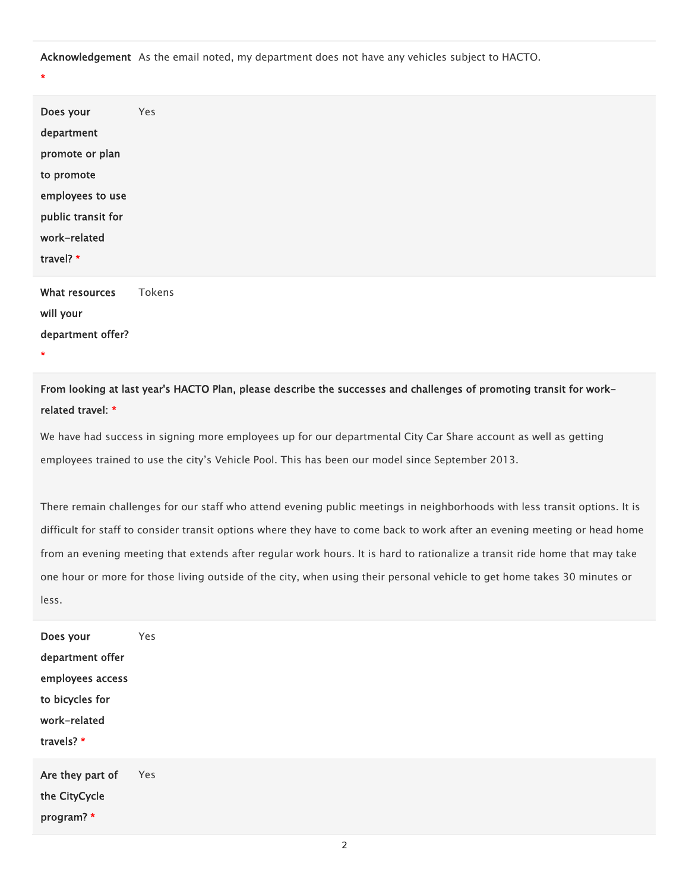| | |
|---|---|
| **Acknowledgement** * | As the email noted, my department does not have any vehicles subject to HACTO. |
| **Does your department promote or plan to promote employees to use public transit for work-related travel?** * | Yes |
| **What resources will your department offer?** * | Tokens |

**From looking at last year's HACTO Plan, please describe the successes and challenges of promoting transit for work-related travel:** *

We have had success in signing more employees up for our departmental City Car Share account as well as getting employees trained to use the city's Vehicle Pool. This has been our model since September 2013.

There remain challenges for our staff who attend evening public meetings in neighborhoods with less transit options. It is difficult for staff to consider transit options where they have to come back to work after an evening meeting or head home from an evening meeting that extends after regular work hours. It is hard to rationalize a transit ride home that may take one hour or more for those living outside of the city, when using their personal vehicle to get home takes 30 minutes or less.

| | |
|---|---|
| **Does your department offer employees access to bicycles for work-related travels?** * | Yes |
| **Are they part of the CityCycle program?** * | Yes |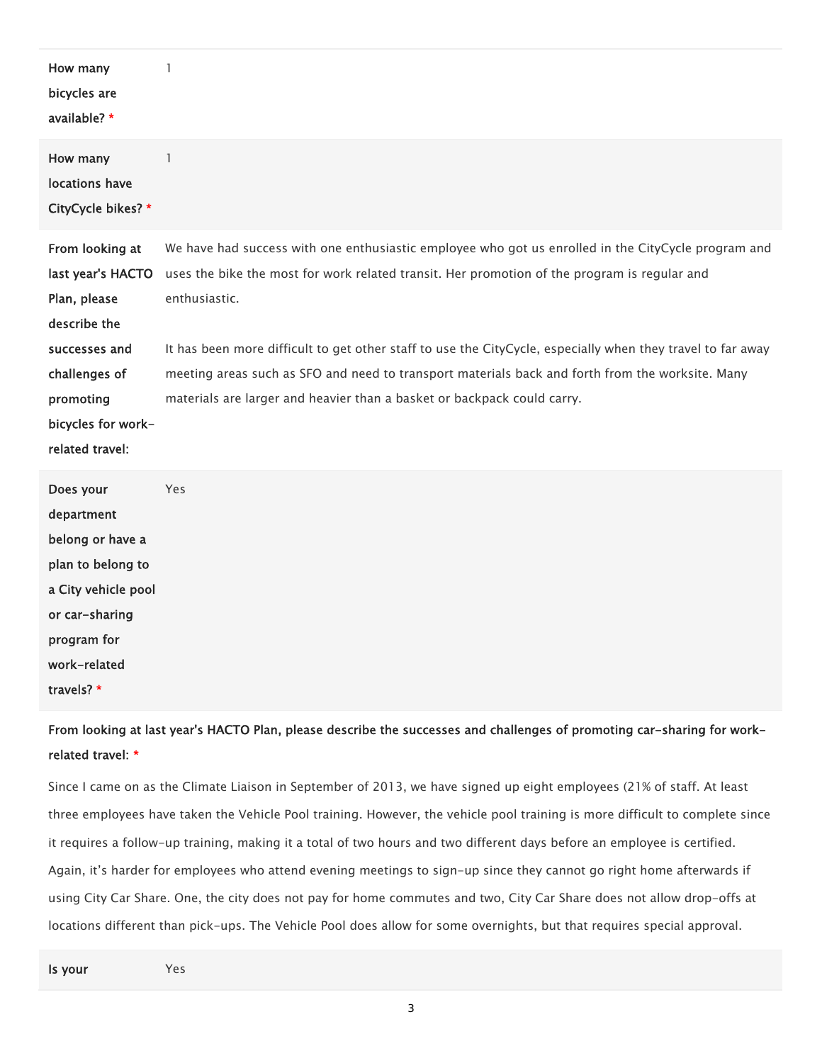| | |
|---|---|
| **How many bicycles are available?** * | 1 |
| **How many locations have CityCycle bikes?** * | 1 |
| **From looking at last year's HACTO Plan, please describe the successes and challenges of promoting bicycles for work-related travel:** | We have had success with one enthusiastic employee who got us enrolled in the CityCycle program and uses the bike the most for work related transit. Her promotion of the program is regular and enthusiastic.<br><br>It has been more difficult to get other staff to use the CityCycle, especially when they travel to far away meeting areas such as SFO and need to transport materials back and forth from the worksite. Many materials are larger and heavier than a basket or backpack could carry. |
| **Does your department belong or have a plan to belong to a City vehicle pool or car-sharing program for work-related travels?** * | Yes |

**From looking at last year's HACTO Plan, please describe the successes and challenges of promoting car-sharing for work-related travel:** *

Since I came on as the Climate Liaison in September of 2013, we have signed up eight employees (21% of staff. At least three employees have taken the Vehicle Pool training. However, the vehicle pool training is more difficult to complete since it requires a follow-up training, making it a total of two hours and two different days before an employee is certified. Again, it's harder for employees who attend evening meetings to sign-up since they cannot go right home afterwards if using City Car Share. One, the city does not pay for home commutes and two, City Car Share does not allow drop-offs at locations different than pick-ups. The Vehicle Pool does allow for some overnights, but that requires special approval.

| | |
|---|---|
| **Is your** | Yes |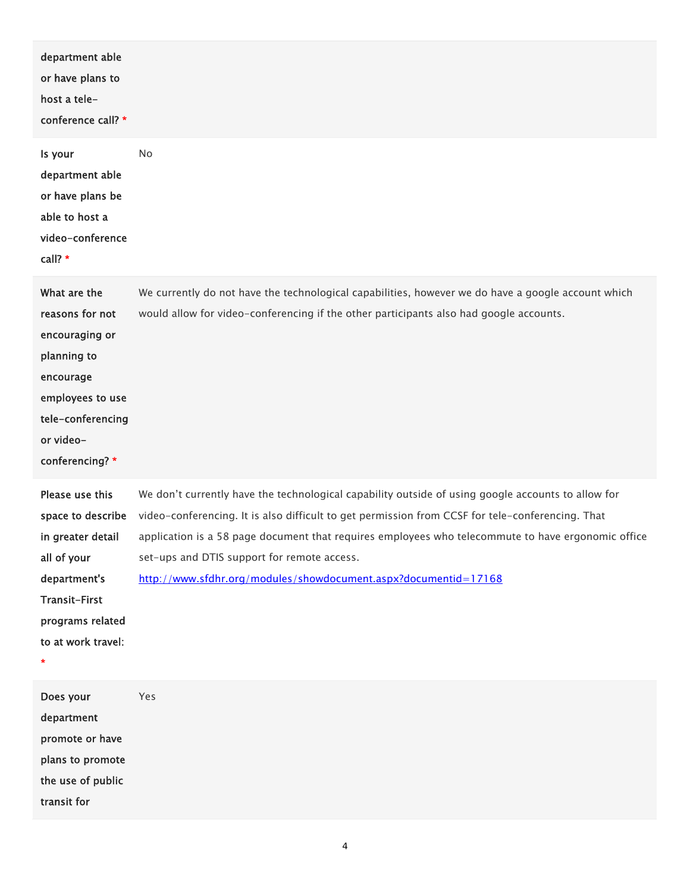| | |
|---|---|
| department able or have plans to host a tele-conference call? * | |
| Is your department able or have plans be able to host a video-conference call? * | No |
| What are the reasons for not encouraging or planning to encourage employees to use tele-conferencing or video-conferencing? * | We currently do not have the technological capabilities, however we do have a google account which would allow for video-conferencing if the other participants also had google accounts. |
| Please use this space to describe in greater detail all of your department's Transit-First programs related to at work travel: * | We don't currently have the technological capability outside of using google accounts to allow for video-conferencing. It is also difficult to get permission from CCSF for tele-conferencing. That application is a 58 page document that requires employees who telecommute to have ergonomic office set-ups and DTIS support for remote access. [http://www.sfdhr.org/modules/showdocument.aspx?documentid=17168](http://www.sfdhr.org/modules/showdocument.aspx?documentid=17168) |
| Does your department promote or have plans to promote the use of public transit for | Yes |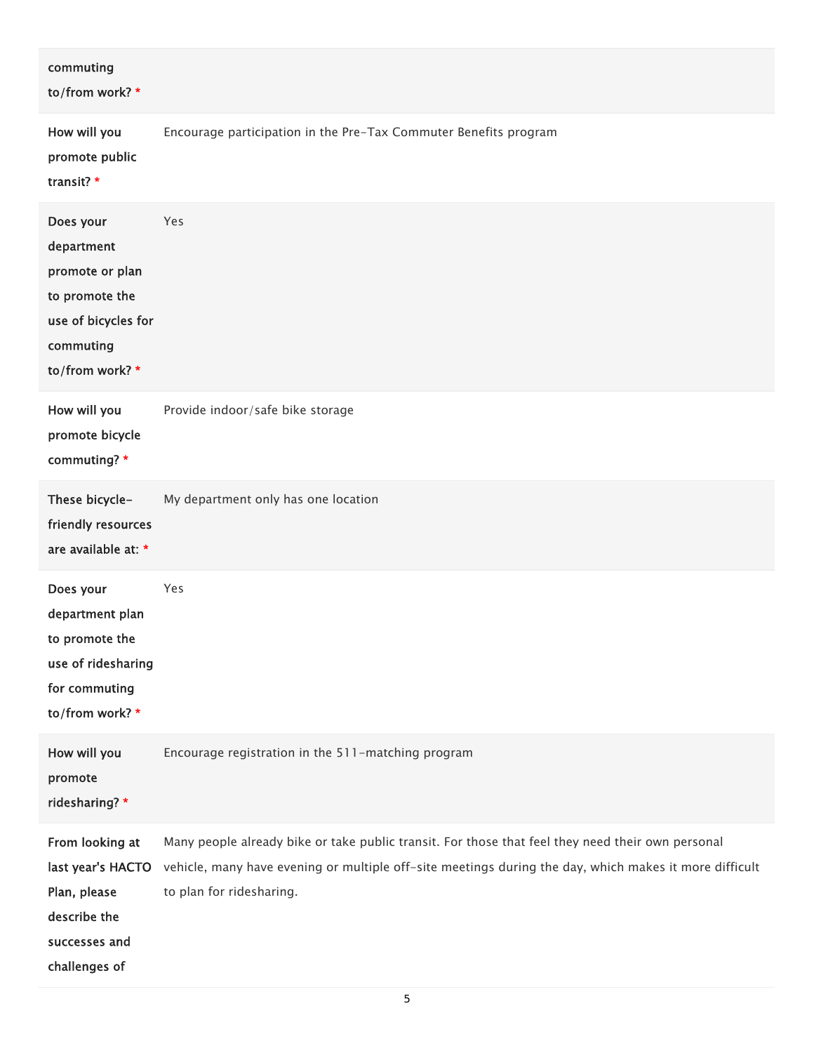| | |
|---|---|
| commuting to/from work? * | |
| How will you promote public transit? * | Encourage participation in the Pre-Tax Commuter Benefits program |
| Does your department promote or plan to promote the use of bicycles for commuting to/from work? * | Yes |
| How will you promote bicycle commuting? * | Provide indoor/safe bike storage |
| These bicycle-friendly resources are available at: * | My department only has one location |
| Does your department plan to promote the use of ridesharing for commuting to/from work? * | Yes |
| How will you promote ridesharing? * | Encourage registration in the 511-matching program |
| From looking at last year's HACTO Plan, please describe the successes and challenges of | Many people already bike or take public transit. For those that feel they need their own personal vehicle, many have evening or multiple off-site meetings during the day, which makes it more difficult to plan for ridesharing. |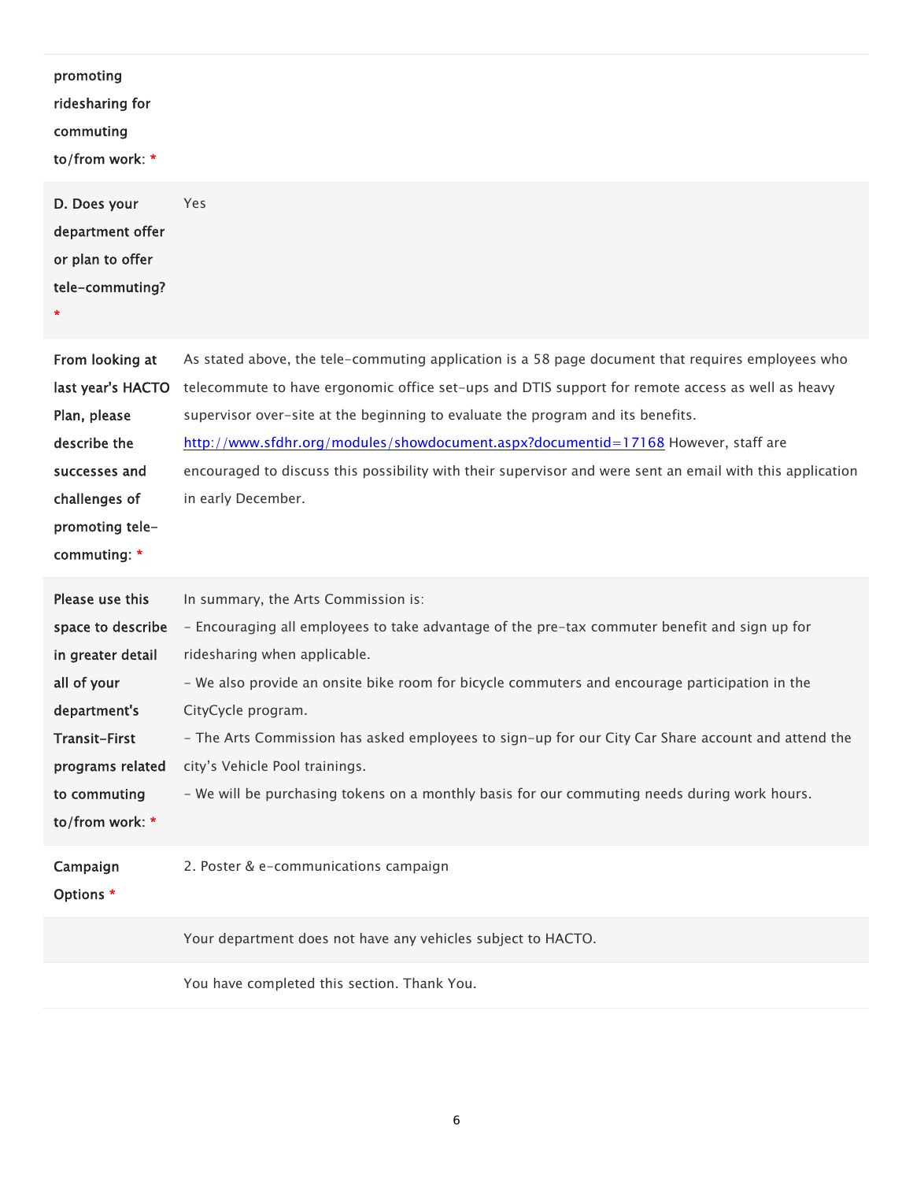| | |
|---|---|
| promoting ridesharing for commuting to/from work: * | |
| D. Does your department offer or plan to offer tele-commuting? * | Yes |
| From looking at last year's HACTO Plan, please describe the successes and challenges of promoting tele-commuting: * | As stated above, the tele-commuting application is a 58 page document that requires employees who telecommute to have ergonomic office set-ups and DTIS support for remote access as well as heavy supervisor over-site at the beginning to evaluate the program and its benefits. [http://www.sfdhr.org/modules/showdocument.aspx?documentid=17168](http://www.sfdhr.org/modules/showdocument.aspx?documentid=17168) However, staff are encouraged to discuss this possibility with their supervisor and were sent an email with this application in early December. |
| Please use this space to describe in greater detail all of your department's Transit-First programs related to commuting to/from work: * | In summary, the Arts Commission is:<br>- Encouraging all employees to take advantage of the pre-tax commuter benefit and sign up for ridesharing when applicable.<br>- We also provide an onsite bike room for bicycle commuters and encourage participation in the CityCycle program.<br>- The Arts Commission has asked employees to sign-up for our City Car Share account and attend the city's Vehicle Pool trainings.<br>- We will be purchasing tokens on a monthly basis for our commuting needs during work hours. |
| Campaign Options * | 2. Poster & e-communications campaign |
| | Your department does not have any vehicles subject to HACTO. |
| | You have completed this section. Thank You. |